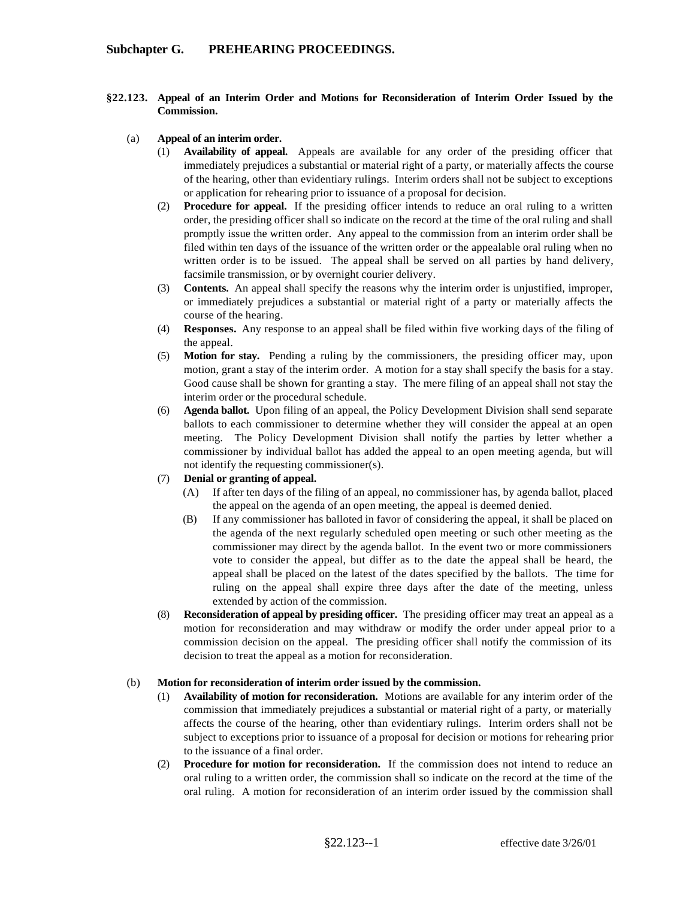## Subchapter G. PREHEARING PROCEEDINGS.

### §22.123. Appeal of an Interim Order and Motions for Reconsideration of Interim Order Issued by the Commission.

(a) **Appeal of an interim order.**

(1) **Availability of appeal.** Appeals are available for any order of the presiding officer that immediately prejudices a substantial or material right of a party, or materially affects the course of the hearing, other than evidentiary rulings. Interim orders shall not be subject to exceptions or application for rehearing prior to issuance of a proposal for decision.

(2) **Procedure for appeal.** If the presiding officer intends to reduce an oral ruling to a written order, the presiding officer shall so indicate on the record at the time of the oral ruling and shall promptly issue the written order. Any appeal to the commission from an interim order shall be filed within ten days of the issuance of the written order or the appealable oral ruling when no written order is to be issued. The appeal shall be served on all parties by hand delivery, facsimile transmission, or by overnight courier delivery.

(3) **Contents.** An appeal shall specify the reasons why the interim order is unjustified, improper, or immediately prejudices a substantial or material right of a party or materially affects the course of the hearing.

(4) **Responses.** Any response to an appeal shall be filed within five working days of the filing of the appeal.

(5) **Motion for stay.** Pending a ruling by the commissioners, the presiding officer may, upon motion, grant a stay of the interim order. A motion for a stay shall specify the basis for a stay. Good cause shall be shown for granting a stay. The mere filing of an appeal shall not stay the interim order or the procedural schedule.

(6) **Agenda ballot.** Upon filing of an appeal, the Policy Development Division shall send separate ballots to each commissioner to determine whether they will consider the appeal at an open meeting. The Policy Development Division shall notify the parties by letter whether a commissioner by individual ballot has added the appeal to an open meeting agenda, but will not identify the requesting commissioner(s).

(7) **Denial or granting of appeal.**

(A) If after ten days of the filing of an appeal, no commissioner has, by agenda ballot, placed the appeal on the agenda of an open meeting, the appeal is deemed denied.

(B) If any commissioner has balloted in favor of considering the appeal, it shall be placed on the agenda of the next regularly scheduled open meeting or such other meeting as the commissioner may direct by the agenda ballot. In the event two or more commissioners vote to consider the appeal, but differ as to the date the appeal shall be heard, the appeal shall be placed on the latest of the dates specified by the ballots. The time for ruling on the appeal shall expire three days after the date of the meeting, unless extended by action of the commission.

(8) **Reconsideration of appeal by presiding officer.** The presiding officer may treat an appeal as a motion for reconsideration and may withdraw or modify the order under appeal prior to a commission decision on the appeal. The presiding officer shall notify the commission of its decision to treat the appeal as a motion for reconsideration.

(b) **Motion for reconsideration of interim order issued by the commission.**

(1) **Availability of motion for reconsideration.** Motions are available for any interim order of the commission that immediately prejudices a substantial or material right of a party, or materially affects the course of the hearing, other than evidentiary rulings. Interim orders shall not be subject to exceptions prior to issuance of a proposal for decision or motions for rehearing prior to the issuance of a final order.

(2) **Procedure for motion for reconsideration.** If the commission does not intend to reduce an oral ruling to a written order, the commission shall so indicate on the record at the time of the oral ruling. A motion for reconsideration of an interim order issued by the commission shall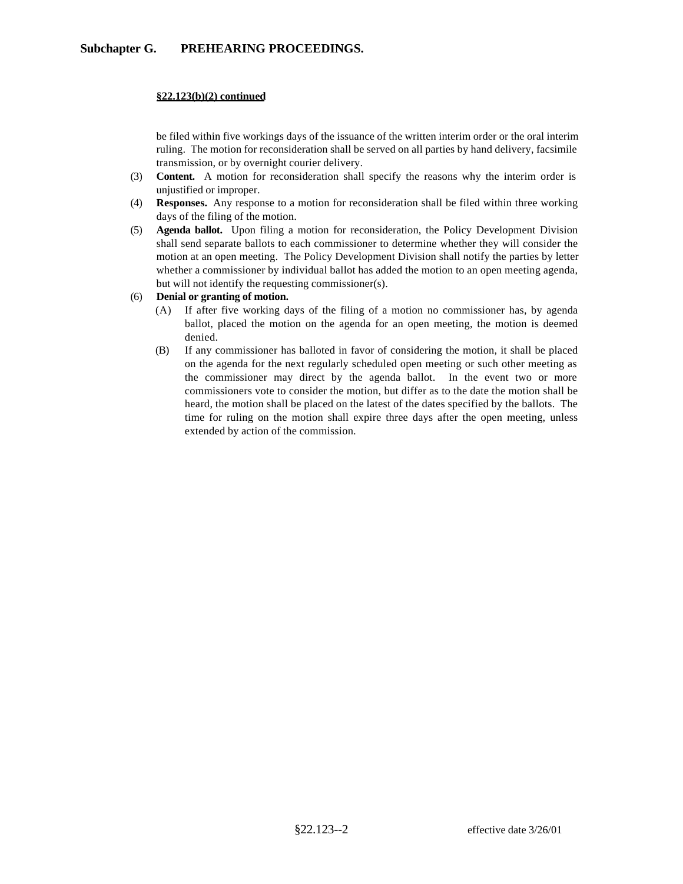## Subchapter G. PREHEARING PROCEEDINGS.

**§22.123(b)(2) continued**

be filed within five workings days of the issuance of the written interim order or the oral interim ruling. The motion for reconsideration shall be served on all parties by hand delivery, facsimile transmission, or by overnight courier delivery.

(3) **Content.** A motion for reconsideration shall specify the reasons why the interim order is unjustified or improper.

(4) **Responses.** Any response to a motion for reconsideration shall be filed within three working days of the filing of the motion.

(5) **Agenda ballot.** Upon filing a motion for reconsideration, the Policy Development Division shall send separate ballots to each commissioner to determine whether they will consider the motion at an open meeting. The Policy Development Division shall notify the parties by letter whether a commissioner by individual ballot has added the motion to an open meeting agenda, but will not identify the requesting commissioner(s).

(6) **Denial or granting of motion.**

(A) If after five working days of the filing of a motion no commissioner has, by agenda ballot, placed the motion on the agenda for an open meeting, the motion is deemed denied.

(B) If any commissioner has balloted in favor of considering the motion, it shall be placed on the agenda for the next regularly scheduled open meeting or such other meeting as the commissioner may direct by the agenda ballot. In the event two or more commissioners vote to consider the motion, but differ as to the date the motion shall be heard, the motion shall be placed on the latest of the dates specified by the ballots. The time for ruling on the motion shall expire three days after the open meeting, unless extended by action of the commission.